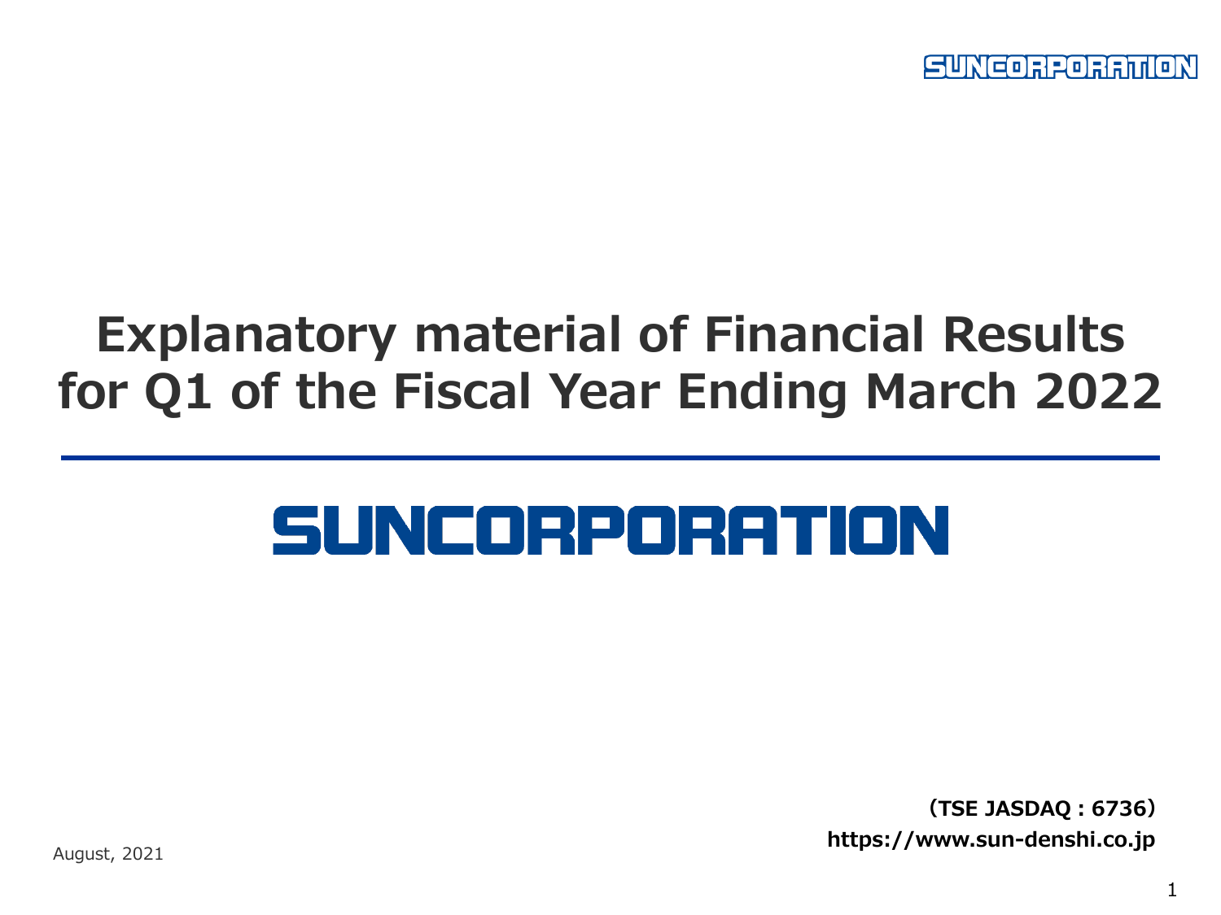SUNCORPORATION

# Explanatory material of Financial Results for Q1 of the Fiscal Year Ending March 2022

SUNCORPORATION

**（TSE JASDAQ : 6736）**

**https://www.sun-denshi.co.jp**

August, 2021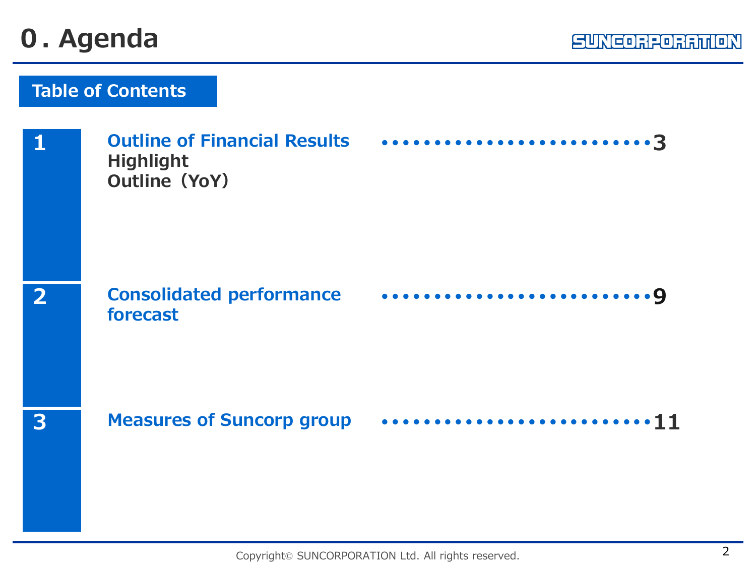# 0. Agenda

## Table of Contents

| | | |
|---|---|---|
| **1** | **Outline of Financial Results**<br>**Highlight**<br>**Outline（YoY）** | **3** |
| **2** | **Consolidated performance forecast** | **9** |
| **3** | **Measures of Suncorp group** | **11** |

Copyright© SUNCORPORATION Ltd. All rights reserved.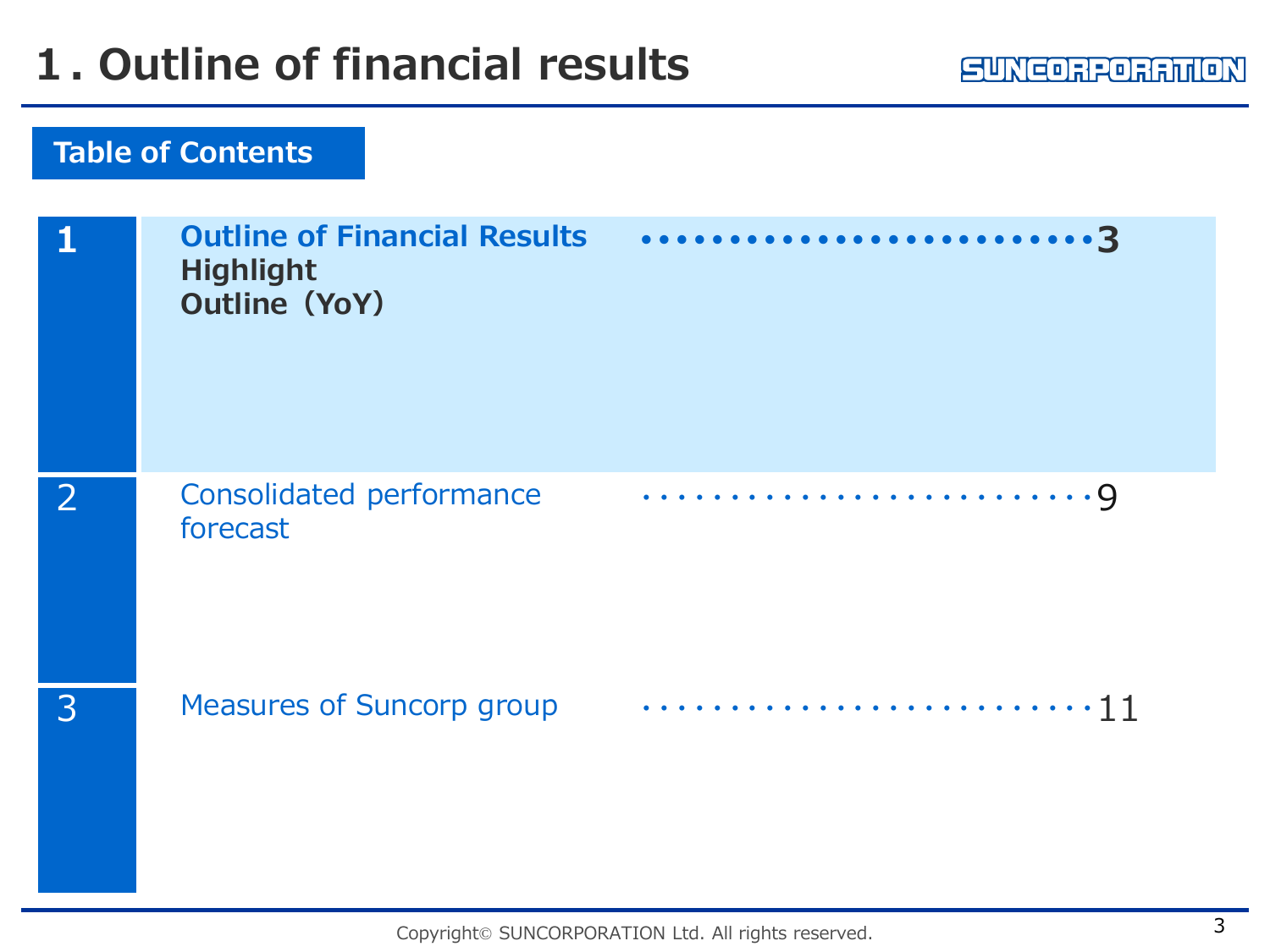# 1. Outline of financial results

## Table of Contents

| | | |
|---|---|---|
| 1 | **Outline of Financial Results**<br>**Highlight**<br>**Outline（YoY）** | **3** |
| 2 | Consolidated performance forecast | 9 |
| 3 | Measures of Suncorp group | 11 |

Copyright© SUNCORPORATION Ltd. All rights reserved.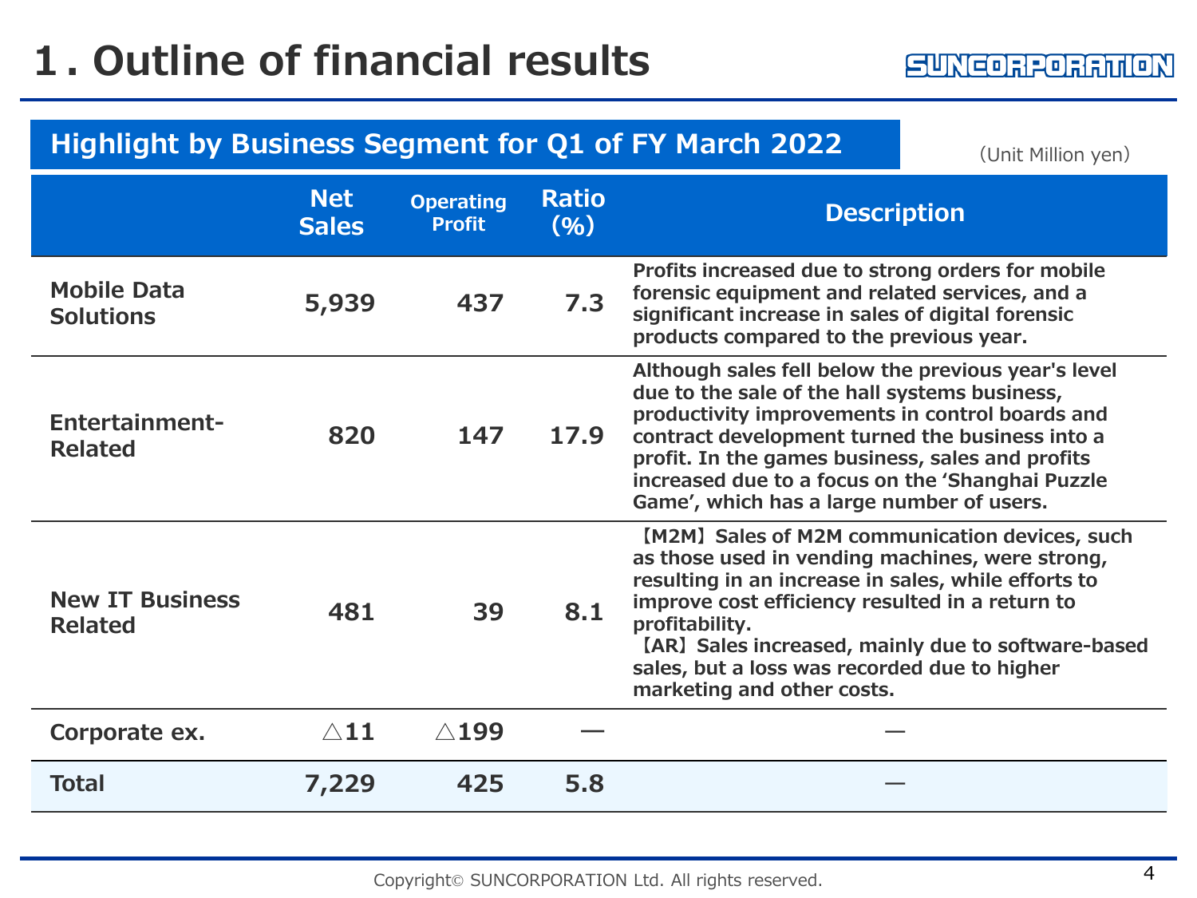# 1. Outline of financial results

SUNCORPORATION

## Highlight by Business Segment for Q1 of FY March 2022

(Unit Million yen)

| | Net Sales | Operating Profit | Ratio (%) | Description |
|---|---|---|---|---|
| Mobile Data Solutions | 5,939 | 437 | 7.3 | Profits increased due to strong orders for mobile forensic equipment and related services, and a significant increase in sales of digital forensic products compared to the previous year. |
| Entertainment-Related | 820 | 147 | 17.9 | Although sales fell below the previous year's level due to the sale of the hall systems business, productivity improvements in control boards and contract development turned the business into a profit. In the games business, sales and profits increased due to a focus on the 'Shanghai Puzzle Game', which has a large number of users. |
| New IT Business Related | 481 | 39 | 8.1 | 【M2M】Sales of M2M communication devices, such as those used in vending machines, were strong, resulting in an increase in sales, while efforts to improve cost efficiency resulted in a return to profitability.<br>【AR】Sales increased, mainly due to software-based sales, but a loss was recorded due to higher marketing and other costs. |
| Corporate ex. | △11 | △199 | — | — |
| **Total** | **7,229** | **425** | **5.8** | — |

Copyright© SUNCORPORATION Ltd. All rights reserved.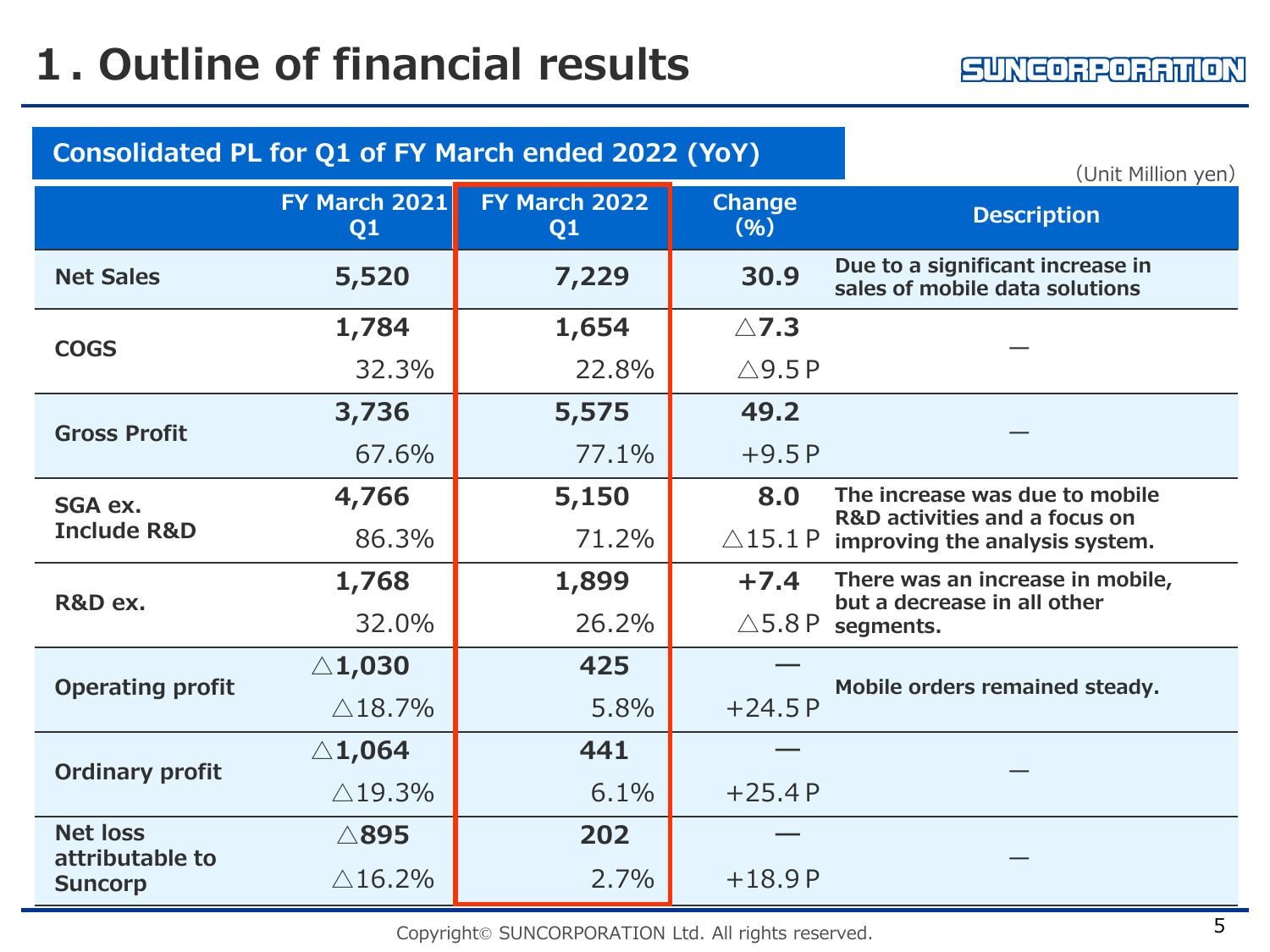# 1. Outline of financial results

## Consolidated PL for Q1 of FY March ended 2022 (YoY)

(Unit Million yen)

| | FY March 2021 Q1 | FY March 2022 Q1 | Change (%) | Description |
|---|---|---|---|---|
| **Net Sales** | **5,520** | **7,229** | **30.9** | Due to a significant increase in sales of mobile data solutions |
| **COGS** | **1,784** | **1,654** | **△7.3** | — |
| | 32.3% | 22.8% | △9.5 P | |
| **Gross Profit** | **3,736** | **5,575** | **49.2** | — |
| | 67.6% | 77.1% | +9.5 P | |
| **SGA ex. Include R&D** | **4,766** | **5,150** | **8.0** | The increase was due to mobile R&D activities and a focus on improving the analysis system. |
| | 86.3% | 71.2% | △15.1 P | |
| **R&D ex.** | **1,768** | **1,899** | **+7.4** | There was an increase in mobile, but a decrease in all other segments. |
| | 32.0% | 26.2% | △5.8 P | |
| **Operating profit** | **△1,030** | **425** | — | Mobile orders remained steady. |
| | △18.7% | 5.8% | +24.5 P | |
| **Ordinary profit** | **△1,064** | **441** | — | — |
| | △19.3% | 6.1% | +25.4 P | |
| **Net loss attributable to Suncorp** | **△895** | **202** | — | — |
| | △16.2% | 2.7% | +18.9 P | |

Copyright© SUNCORPORATION Ltd. All rights reserved.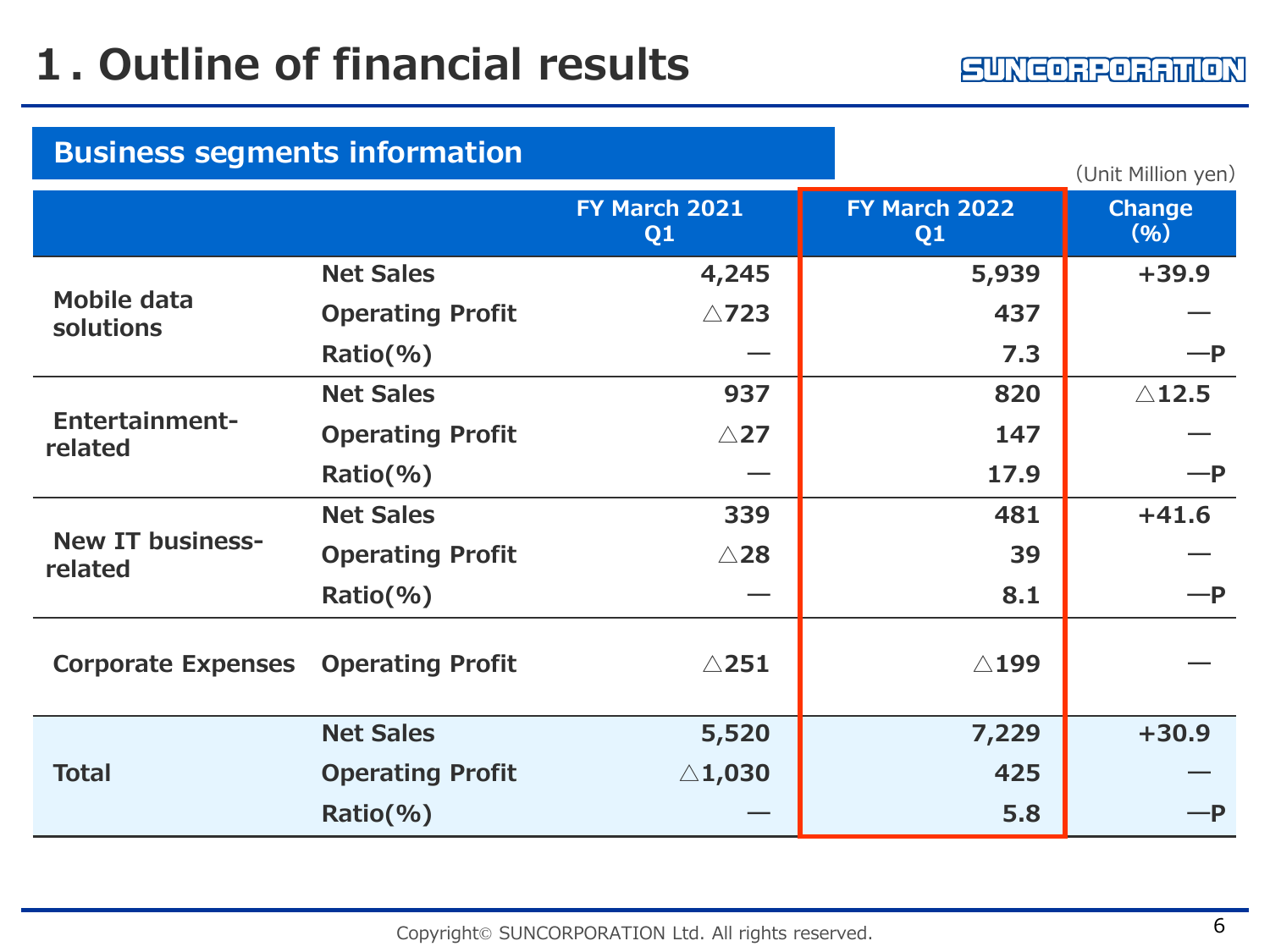# 1. Outline of financial results

## Business segments information

(Unit Million yen)

| | | FY March 2021 Q1 | FY March 2022 Q1 | Change (%) |
|---|---|---|---|---|
| Mobile data solutions | Net Sales | 4,245 | 5,939 | +39.9 |
| | Operating Profit | △723 | 437 | ― |
| | Ratio(%) | ― | 7.3 | ―P |
| Entertainment-related | Net Sales | 937 | 820 | △12.5 |
| | Operating Profit | △27 | 147 | ― |
| | Ratio(%) | ― | 17.9 | ―P |
| New IT business-related | Net Sales | 339 | 481 | +41.6 |
| | Operating Profit | △28 | 39 | ― |
| | Ratio(%) | ― | 8.1 | ―P |
| Corporate Expenses | Operating Profit | △251 | △199 | ― |
| Total | Net Sales | 5,520 | 7,229 | +30.9 |
| | Operating Profit | △1,030 | 425 | ― |
| | Ratio(%) | ― | 5.8 | ―P |

Copyright© SUNCORPORATION Ltd. All rights reserved.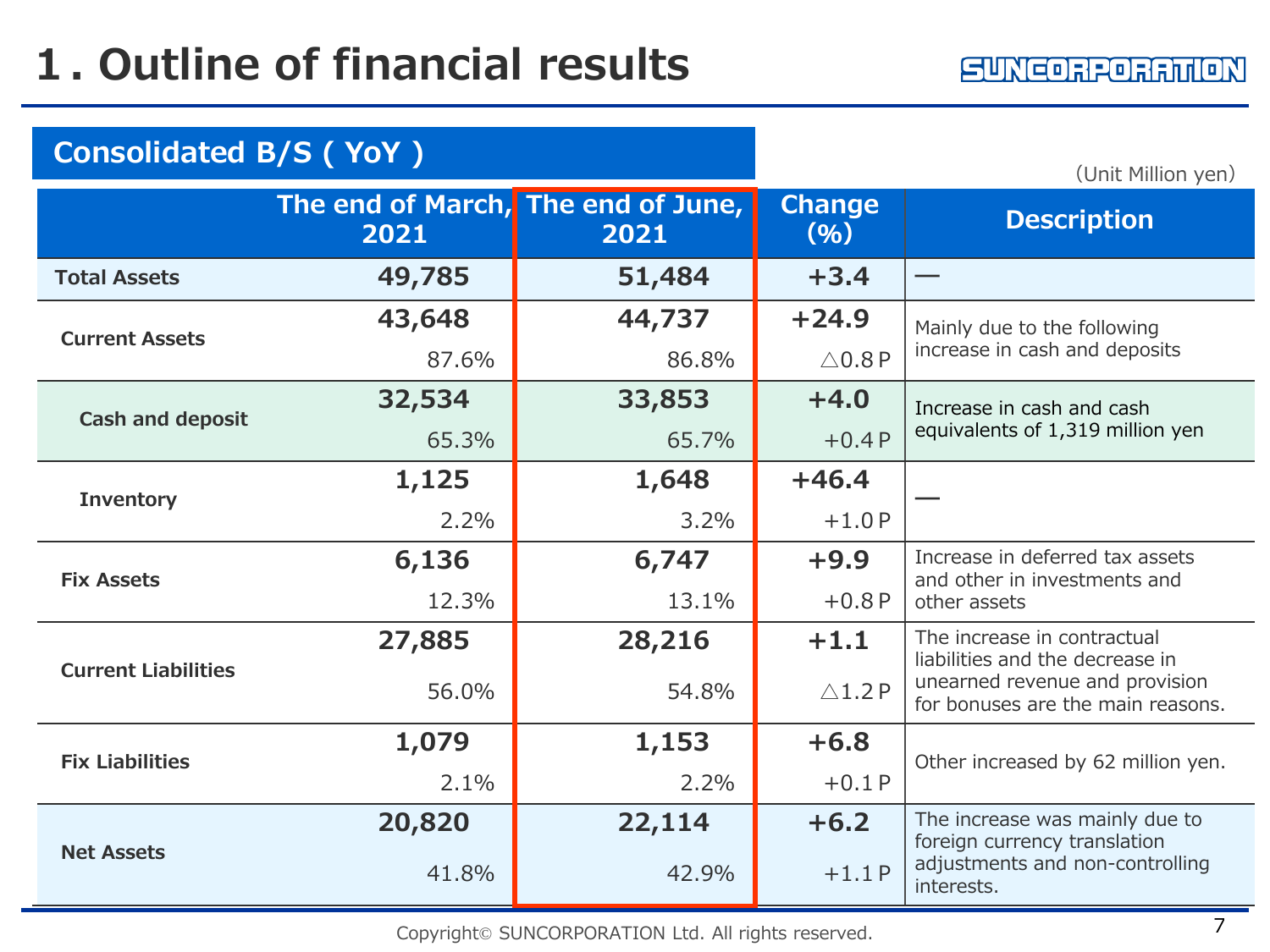# 1. Outline of financial results

## Consolidated B/S ( YoY )

(Unit Million yen)

| | The end of March, 2021 | The end of June, 2021 | Change (%) | Description |
|---|---|---|---|---|
| **Total Assets** | **49,785** | **51,484** | **+3.4** | — |
| **Current Assets** | **43,648**<br>87.6% | **44,737**<br>86.8% | **+24.9**<br>△0.8 P | Mainly due to the following increase in cash and deposits |
| **Cash and deposit** | **32,534**<br>65.3% | **33,853**<br>65.7% | **+4.0**<br>+0.4 P | Increase in cash and cash equivalents of 1,319 million yen |
| **Inventory** | **1,125**<br>2.2% | **1,648**<br>3.2% | **+46.4**<br>+1.0 P | — |
| **Fix Assets** | **6,136**<br>12.3% | **6,747**<br>13.1% | **+9.9**<br>+0.8 P | Increase in deferred tax assets and other in investments and other assets |
| **Current Liabilities** | **27,885**<br>56.0% | **28,216**<br>54.8% | **+1.1**<br>△1.2 P | The increase in contractual liabilities and the decrease in unearned revenue and provision for bonuses are the main reasons. |
| **Fix Liabilities** | **1,079**<br>2.1% | **1,153**<br>2.2% | **+6.8**<br>+0.1 P | Other increased by 62 million yen. |
| **Net Assets** | **20,820**<br>41.8% | **22,114**<br>42.9% | **+6.2**<br>+1.1 P | The increase was mainly due to foreign currency translation adjustments and non-controlling interests. |

Copyright© SUNCORPORATION Ltd. All rights reserved.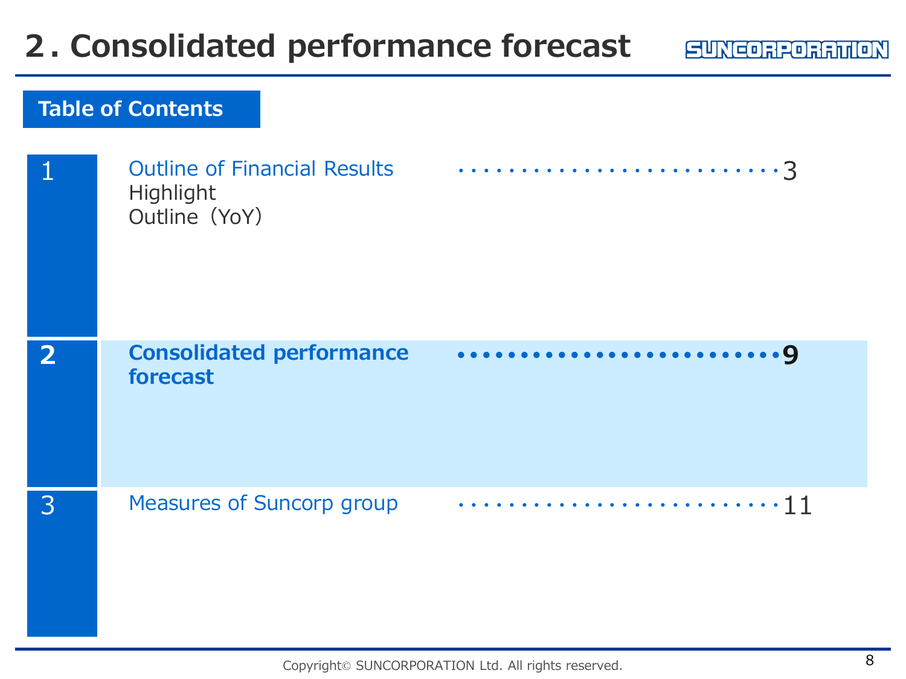# 2．Consolidated performance forecast

## Table of Contents

| No. | Section | Page |
|---|---|---|
| 1 | Outline of Financial Results<br>Highlight<br>Outline（YoY） | 3 |
| **2** | **Consolidated performance forecast** | **9** |
| 3 | Measures of Suncorp group | 11 |

Copyright© SUNCORPORATION Ltd. All rights reserved.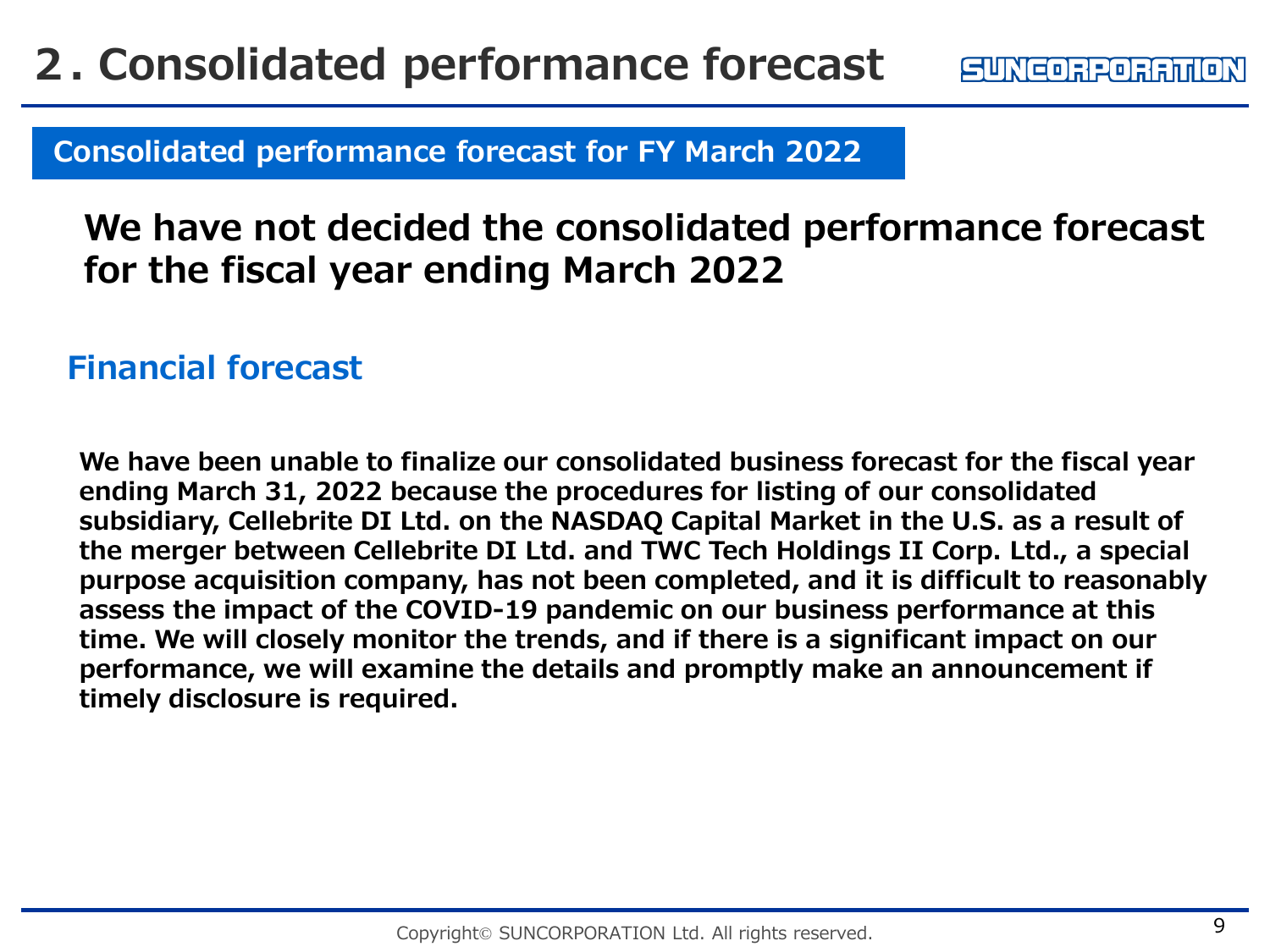# 2．Consolidated performance forecast

## Consolidated performance forecast for FY March 2022

**We have not decided the consolidated performance forecast for the fiscal year ending March 2022**

### Financial forecast

**We have been unable to finalize our consolidated business forecast for the fiscal year ending March 31, 2022 because the procedures for listing of our consolidated subsidiary, Cellebrite DI Ltd. on the NASDAQ Capital Market in the U.S. as a result of the merger between Cellebrite DI Ltd. and TWC Tech Holdings II Corp. Ltd., a special purpose acquisition company, has not been completed, and it is difficult to reasonably assess the impact of the COVID-19 pandemic on our business performance at this time. We will closely monitor the trends, and if there is a significant impact on our performance, we will examine the details and promptly make an announcement if timely disclosure is required.**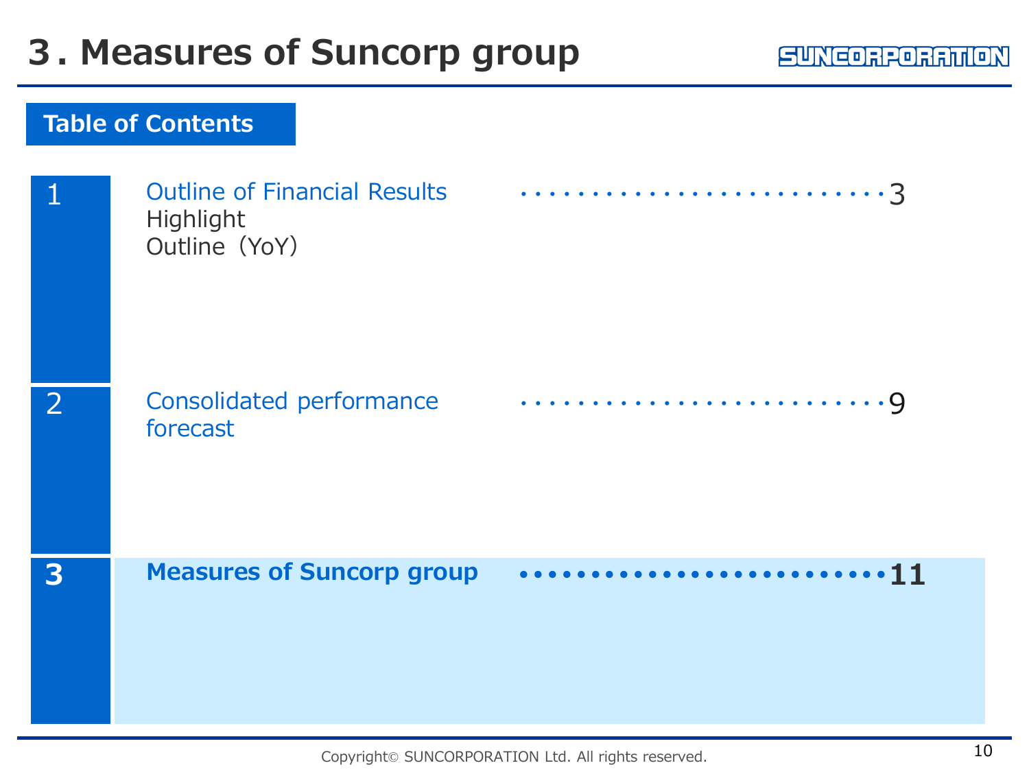# 3. Measures of Suncorp group

## Table of Contents

| | | |
|---|---|---|
| 1 | Outline of Financial Results<br>Highlight<br>Outline（YoY） | 3 |
| 2 | Consolidated performance forecast | 9 |
| **3** | **Measures of Suncorp group** | **11** |

Copyright© SUNCORPORATION Ltd. All rights reserved.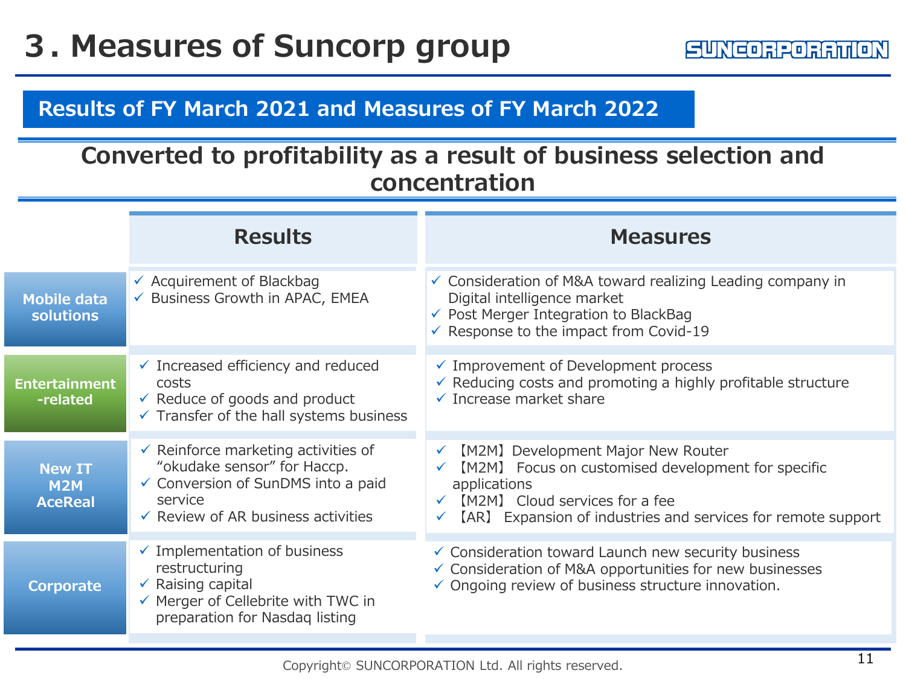# 3. Measures of Suncorp group

## Results of FY March 2021 and Measures of FY March 2022

### Converted to profitability as a result of business selection and concentration

| | Results | Measures |
|---|---|---|
| **Mobile data solutions** | ✓ Acquirement of Blackbag<br>✓ Business Growth in APAC, EMEA | ✓ Consideration of M&A toward realizing Leading company in Digital intelligence market<br>✓ Post Merger Integration to BlackBag<br>✓ Response to the impact from Covid-19 |
| **Entertainment -related** | ✓ Increased efficiency and reduced costs<br>✓ Reduce of goods and product<br>✓ Transfer of the hall systems business | ✓ Improvement of Development process<br>✓ Reducing costs and promoting a highly profitable structure<br>✓ Increase market share |
| **New IT M2M AceReal** | ✓ Reinforce marketing activities of “okudake sensor” for Haccp.<br>✓ Conversion of SunDMS into a paid service<br>✓ Review of AR business activities | ✓ 【M2M】Development Major New Router<br>✓ 【M2M】 Focus on customised development for specific applications<br>✓ 【M2M】 Cloud services for a fee<br>✓ 【AR】 Expansion of industries and services for remote support |
| **Corporate** | ✓ Implementation of business restructuring<br>✓ Raising capital<br>✓ Merger of Cellebrite with TWC in preparation for Nasdaq listing | ✓ Consideration toward Launch new security business<br>✓ Consideration of M&A opportunities for new businesses<br>✓ Ongoing review of business structure innovation. |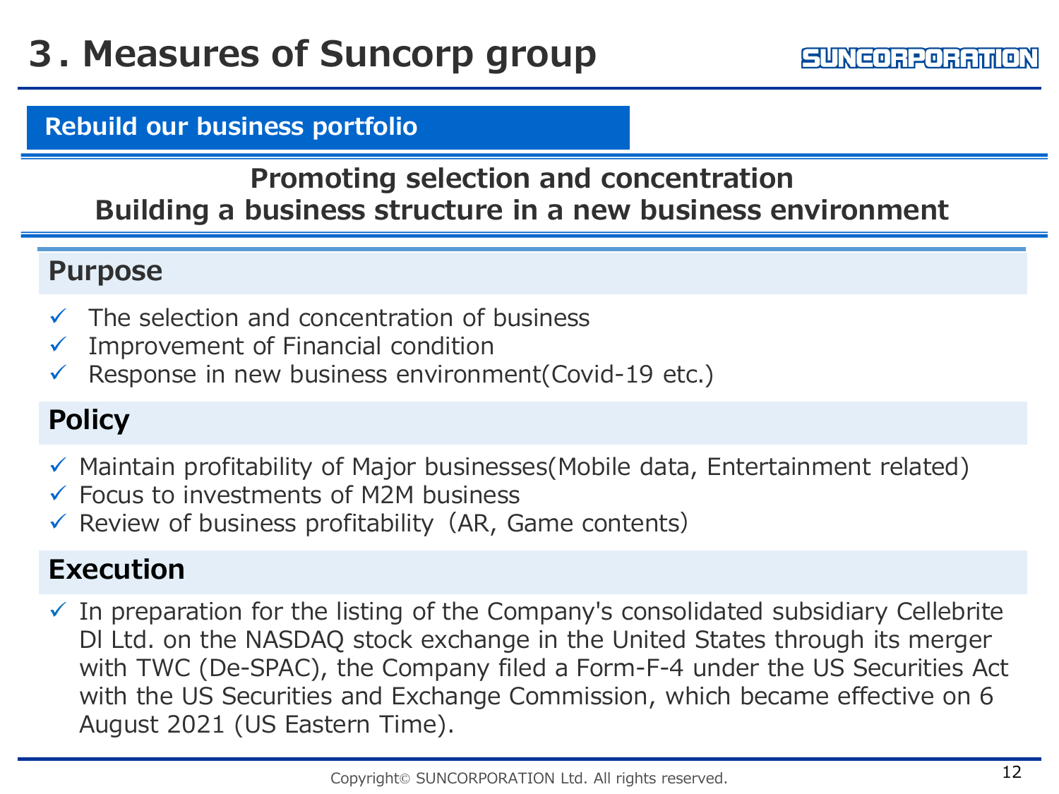# 3. Measures of Suncorp group

SUNCORPORATION

## Rebuild our business portfolio

**Promoting selection and concentration**
**Building a business structure in a new business environment**

### Purpose

- ✓ The selection and concentration of business
- ✓ Improvement of Financial condition
- ✓ Response in new business environment(Covid-19 etc.)

### Policy

- ✓ Maintain profitability of Major businesses(Mobile data, Entertainment related)
- ✓ Focus to investments of M2M business
- ✓ Review of business profitability（AR, Game contents）

### Execution

- ✓ In preparation for the listing of the Company's consolidated subsidiary Cellebrite DI Ltd. on the NASDAQ stock exchange in the United States through its merger with TWC (De-SPAC), the Company filed a Form-F-4 under the US Securities Act with the US Securities and Exchange Commission, which became effective on 6 August 2021 (US Eastern Time).

Copyright© SUNCORPORATION Ltd. All rights reserved.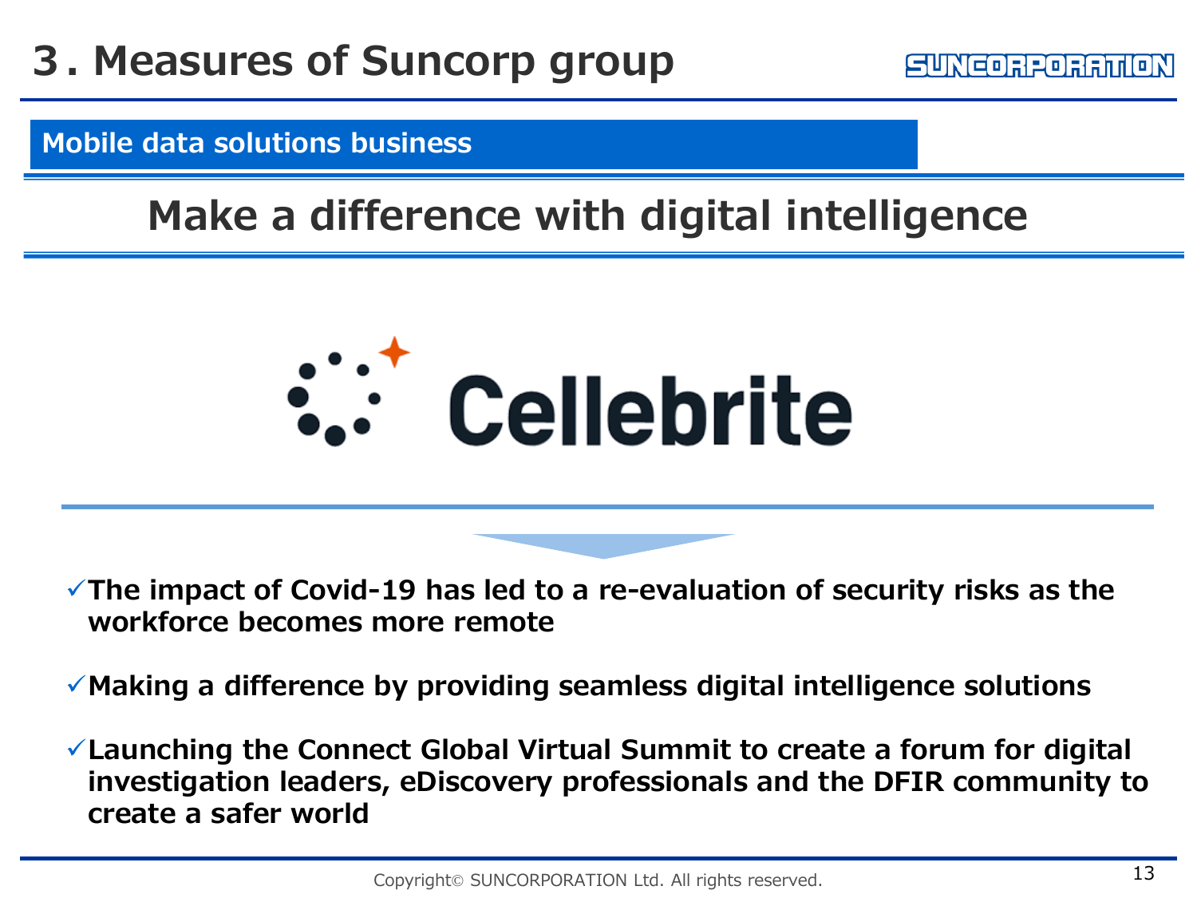# 3. Measures of Suncorp group

## Mobile data solutions business

## Make a difference with digital intelligence

Cellebrite

- ✓The impact of Covid-19 has led to a re-evaluation of security risks as the workforce becomes more remote
- ✓Making a difference by providing seamless digital intelligence solutions
- ✓Launching the Connect Global Virtual Summit to create a forum for digital investigation leaders, eDiscovery professionals and the DFIR community to create a safer world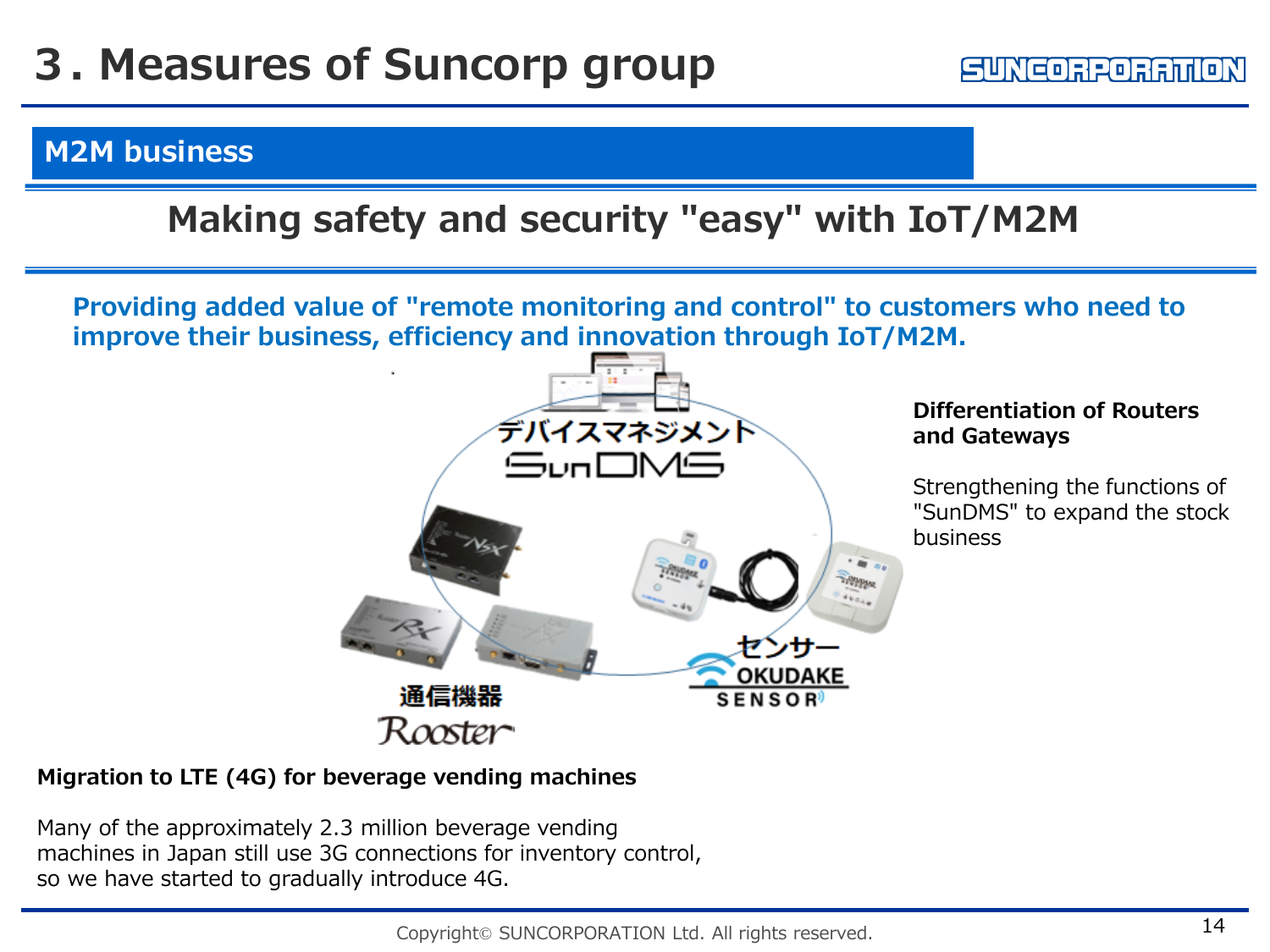# 3. Measures of Suncorp group

## M2M business

### Making safety and security "easy" with IoT/M2M

**Providing added value of "remote monitoring and control" to customers who need to improve their business, efficiency and innovation through IoT/M2M.**

デバイスマネジメント

SunDMS

通信機器

Rooster

センサー

OKUDAKE SENSOR

**Differentiation of Routers and Gateways**

Strengthening the functions of "SunDMS" to expand the stock business

**Migration to LTE (4G) for beverage vending machines**

Many of the approximately 2.3 million beverage vending machines in Japan still use 3G connections for inventory control, so we have started to gradually introduce 4G.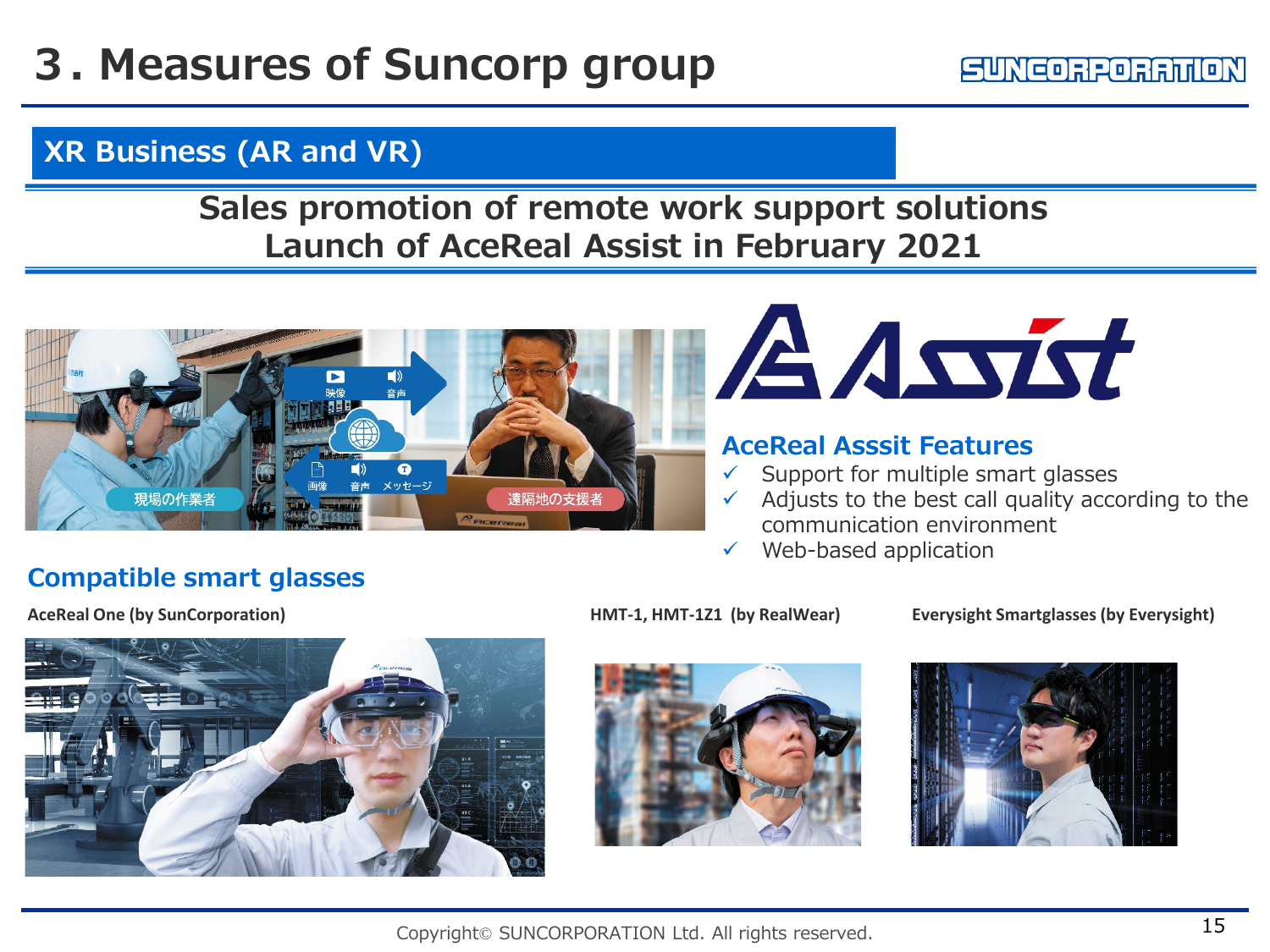# 3. Measures of Suncorp group

## XR Business (AR and VR)

### Sales promotion of remote work support solutions
### Launch of AceReal Assist in February 2021

### AceReal Asssit Features

- ✓ Support for multiple smart glasses
- ✓ Adjusts to the best call quality according to the communication environment
- ✓ Web-based application

### Compatible smart glasses

**AceReal One (by SunCorporation)**

**HMT-1, HMT-1Z1 (by RealWear)**

**Everysight Smartglasses (by Everysight)**

Copyright© SUNCORPORATION Ltd. All rights reserved.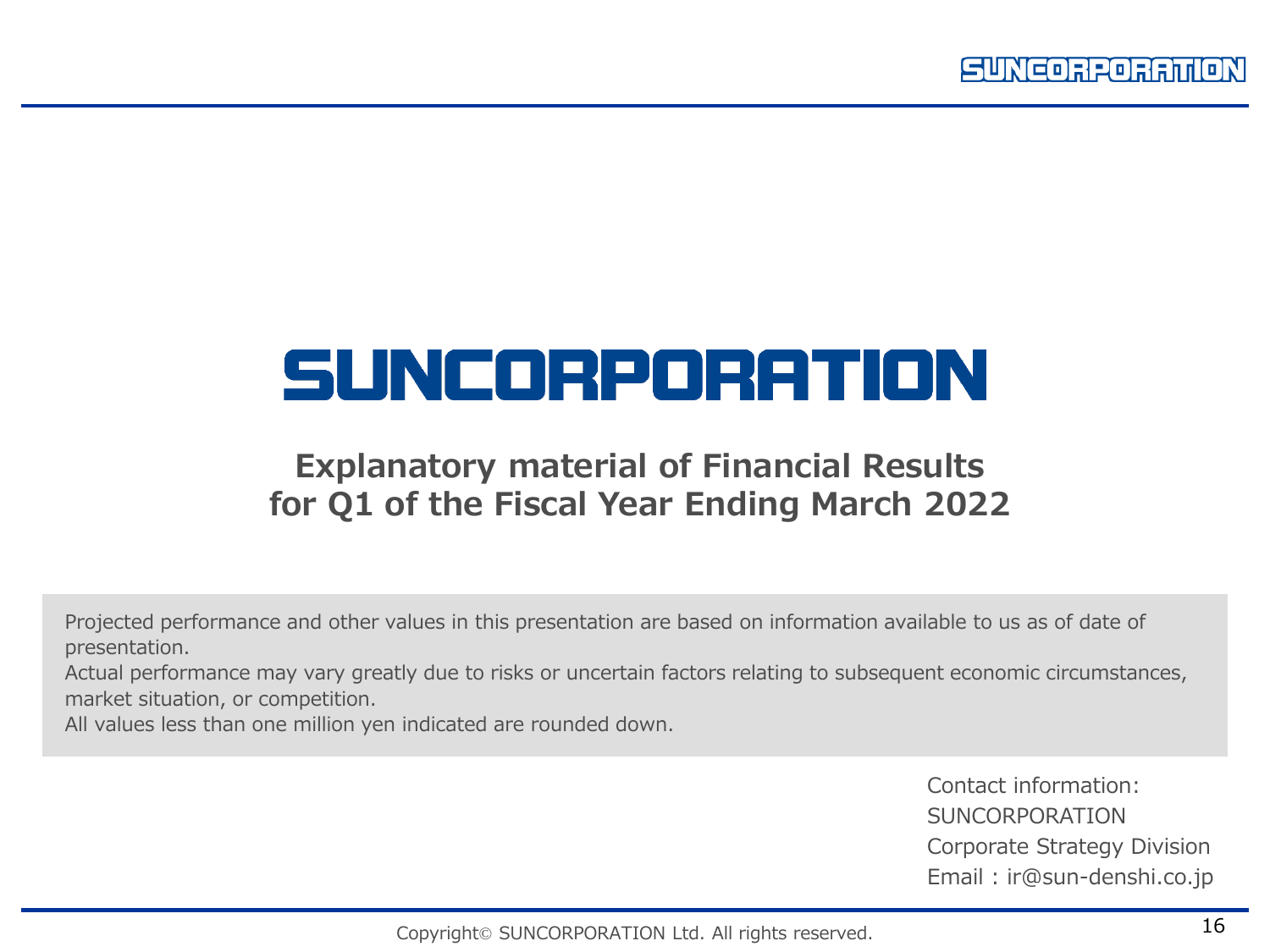# SUNCORPORATION

## Explanatory material of Financial Results for Q1 of the Fiscal Year Ending March 2022

Projected performance and other values in this presentation are based on information available to us as of date of presentation.
Actual performance may vary greatly due to risks or uncertain factors relating to subsequent economic circumstances, market situation, or competition.
All values less than one million yen indicated are rounded down.

Contact information:
SUNCORPORATION
Corporate Strategy Division
Email : ir@sun-denshi.co.jp

Copyright© SUNCORPORATION Ltd. All rights reserved.